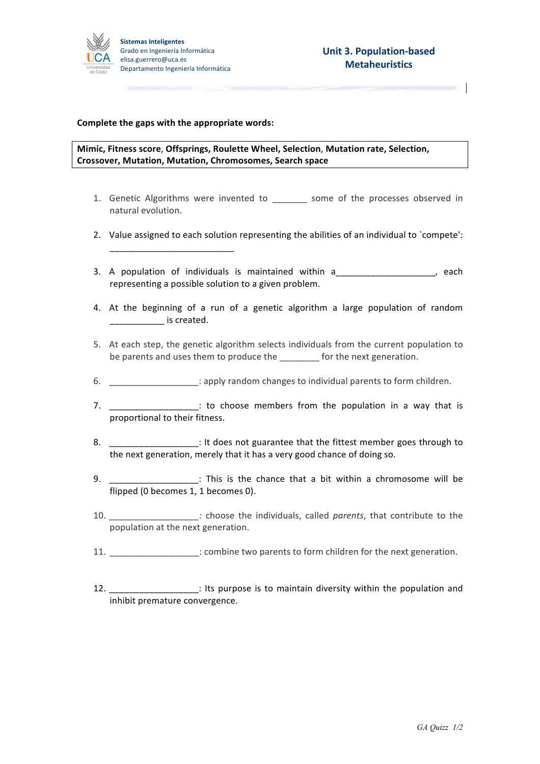Sistemas Inteligentes
Grado en Ingeniería Informática
elisa.guerrero@uca.es
Departamento Ingeniería Informática

## Unit 3. Population-based Metaheuristics

**Complete the gaps with the appropriate words:**

| **Mimic, Fitness score, Offsprings, Roulette Wheel, Selection, Mutation rate, Selection, Crossover, Mutation, Mutation, Chromosomes, Search space** |
| --- |

1. Genetic Algorithms were invented to _______ some of the processes observed in natural evolution.

2. Value assigned to each solution representing the abilities of an individual to `compete': _________________________

3. A population of individuals is maintained within a____________________, each representing a possible solution to a given problem.

4. At the beginning of a run of a genetic algorithm a large population of random ___________ is created.

5. At each step, the genetic algorithm selects individuals from the current population to be parents and uses them to produce the ________ for the next generation.

6. __________________: apply random changes to individual parents to form children.

7. __________________: to choose members from the population in a way that is proportional to their fitness.

8. __________________: It does not guarantee that the fittest member goes through to the next generation, merely that it has a very good chance of doing so.

9. __________________: This is the chance that a bit within a chromosome will be flipped (0 becomes 1, 1 becomes 0).

10. __________________*:* choose the individuals, called *parents*, that contribute to the population at the next generation.

11. __________________: combine two parents to form children for the next generation.

12. __________________: Its purpose is to maintain diversity within the population and inhibit premature convergence.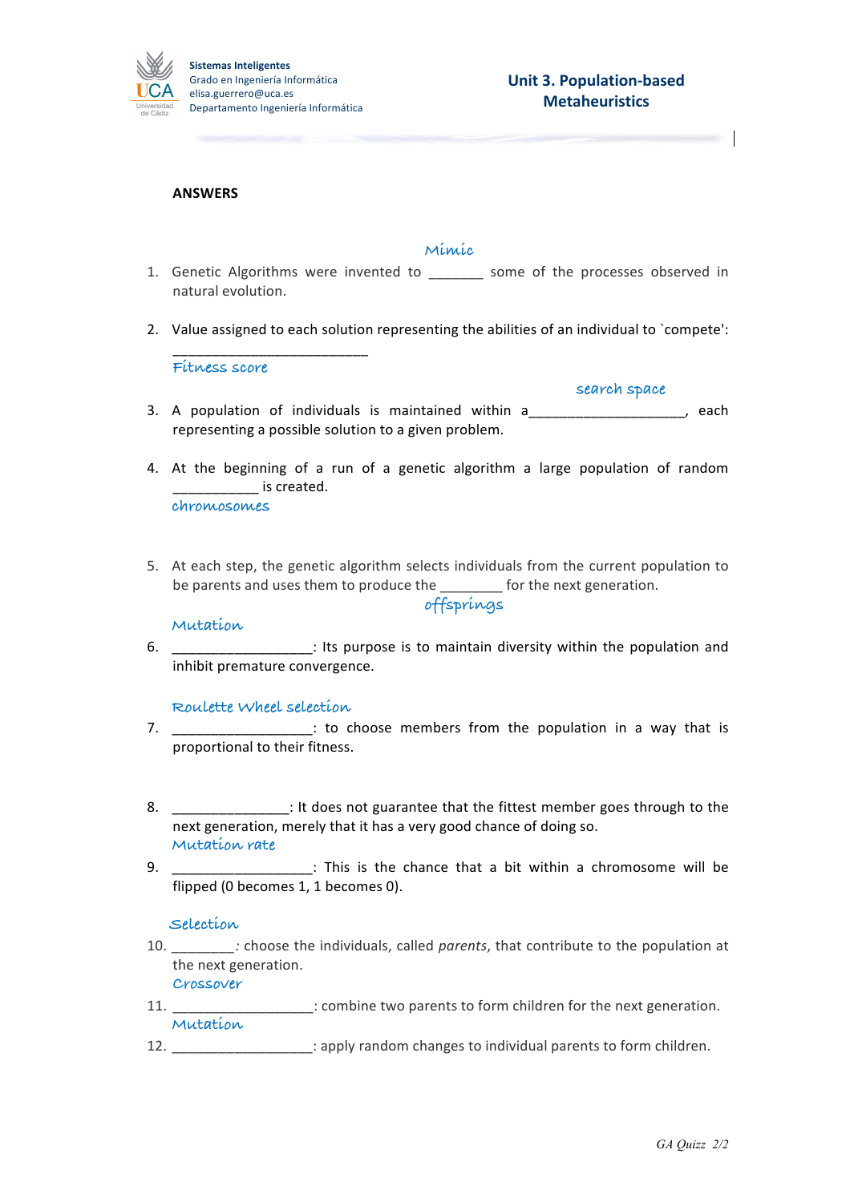**Sistemas Inteligentes**
Grado en Ingeniería Informática
elisa.guerrero@uca.es
Departamento Ingeniería Informática

**Unit 3. Population-based Metaheuristics**

**ANSWERS**

1. Genetic Algorithms were invented to _______ some of the processes observed in natural evolution.
   Mimic

2. Value assigned to each solution representing the abilities of an individual to `compete': _________________________
   Fitness score

3. A population of individuals is maintained within a____________________, each representing a possible solution to a given problem.
   search space

4. At the beginning of a run of a genetic algorithm a large population of random ___________ is created.
   chromosomes

5. At each step, the genetic algorithm selects individuals from the current population to be parents and uses them to produce the ________ for the next generation.
   offsprings

6. __________________: Its purpose is to maintain diversity within the population and inhibit premature convergence.
   Mutation

7. __________________: to choose members from the population in a way that is proportional to their fitness.
   Roulette Wheel selection

8. _______________: It does not guarantee that the fittest member goes through to the next generation, merely that it has a very good chance of doing so.

9. __________________: This is the chance that a bit within a chromosome will be flipped (0 becomes 1, 1 becomes 0).
   Mutation rate

10. ________: choose the individuals, called *parents*, that contribute to the population at the next generation.
    Selection

11. __________________: combine two parents to form children for the next generation.
    Crossover

12. __________________: apply random changes to individual parents to form children.
    Mutation